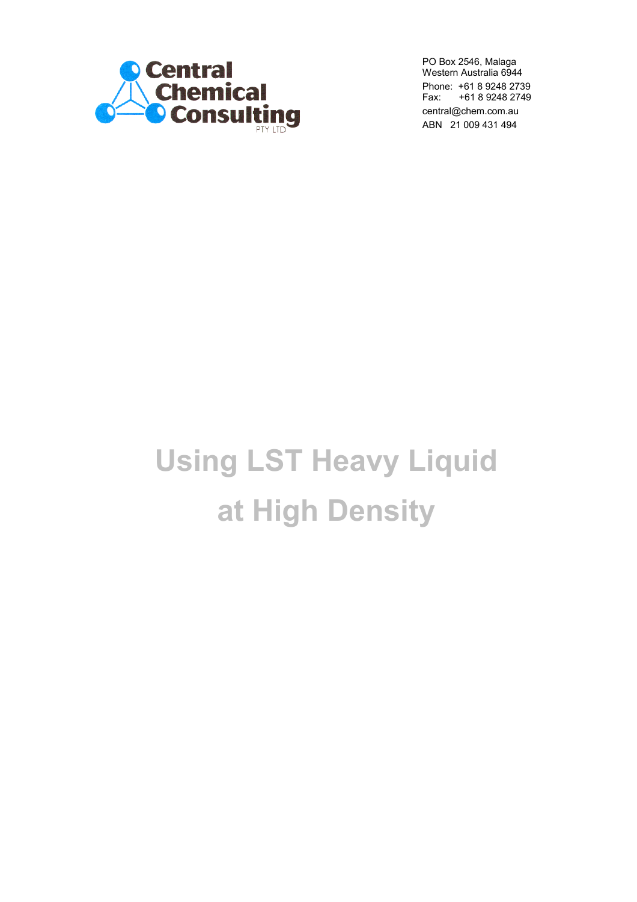**Central Chemical Consulting** PTY LTD

PO Box 2546, Malaga
Western Australia 6944

Phone: +61 8 9248 2739
Fax: +61 8 9248 2749

central@chem.com.au

ABN 21 009 431 494

# Using LST Heavy Liquid at High Density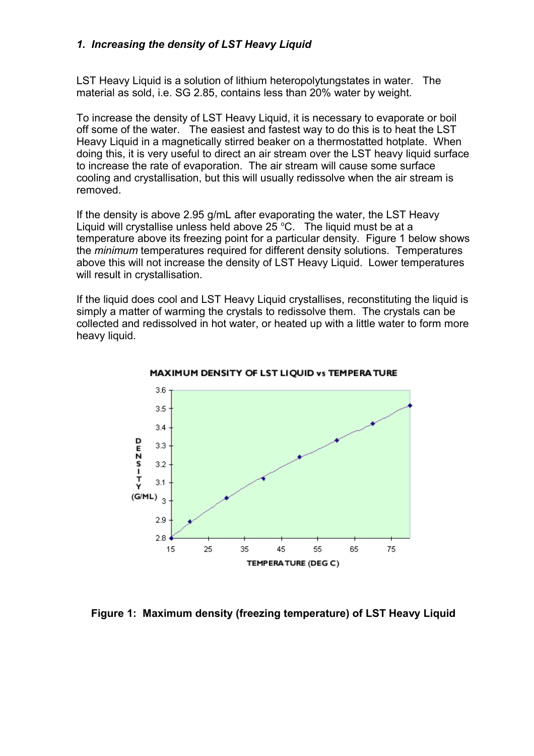### *1. Increasing the density of LST Heavy Liquid*

LST Heavy Liquid is a solution of lithium heteropolytungstates in water. The material as sold, i.e. SG 2.85, contains less than 20% water by weight.

To increase the density of LST Heavy Liquid, it is necessary to evaporate or boil off some of the water. The easiest and fastest way to do this is to heat the LST Heavy Liquid in a magnetically stirred beaker on a thermostatted hotplate. When doing this, it is very useful to direct an air stream over the LST heavy liquid surface to increase the rate of evaporation. The air stream will cause some surface cooling and crystallisation, but this will usually redissolve when the air stream is removed.

If the density is above 2.95 g/mL after evaporating the water, the LST Heavy Liquid will crystallise unless held above 25 °C. The liquid must be at a temperature above its freezing point for a particular density. Figure 1 below shows the *minimum* temperatures required for different density solutions. Temperatures above this will not increase the density of LST Heavy Liquid. Lower temperatures will result in crystallisation.

If the liquid does cool and LST Heavy Liquid crystallises, reconstituting the liquid is simply a matter of warming the crystals to redissolve them. The crystals can be collected and redissolved in hot water, or heated up with a little water to form more heavy liquid.

MAXIMUM DENSITY OF LST LIQUID vs TEMPERATURE

**Figure 1: Maximum density (freezing temperature) of LST Heavy Liquid**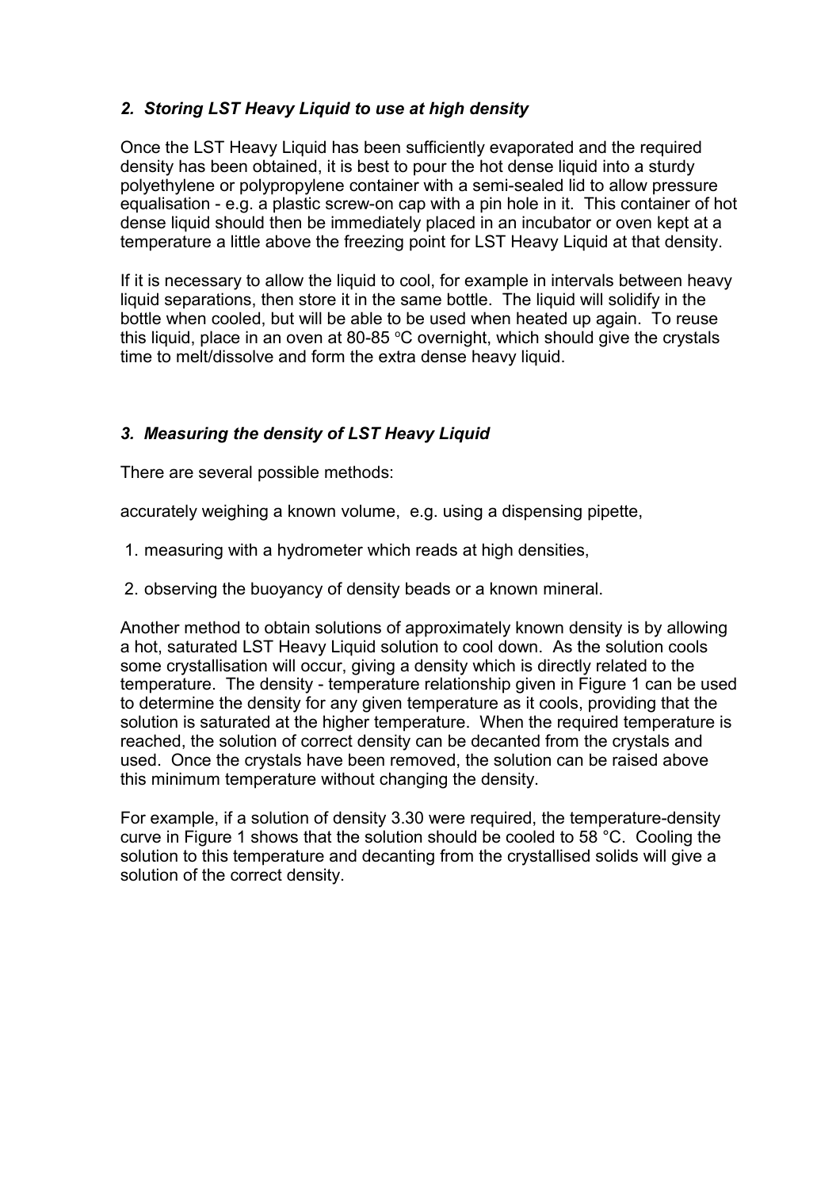### *2. Storing LST Heavy Liquid to use at high density*

Once the LST Heavy Liquid has been sufficiently evaporated and the required density has been obtained, it is best to pour the hot dense liquid into a sturdy polyethylene or polypropylene container with a semi-sealed lid to allow pressure equalisation - e.g. a plastic screw-on cap with a pin hole in it. This container of hot dense liquid should then be immediately placed in an incubator or oven kept at a temperature a little above the freezing point for LST Heavy Liquid at that density.

If it is necessary to allow the liquid to cool, for example in intervals between heavy liquid separations, then store it in the same bottle. The liquid will solidify in the bottle when cooled, but will be able to be used when heated up again. To reuse this liquid, place in an oven at 80-85 °C overnight, which should give the crystals time to melt/dissolve and form the extra dense heavy liquid.

### *3. Measuring the density of LST Heavy Liquid*

There are several possible methods:

accurately weighing a known volume, e.g. using a dispensing pipette,

1. measuring with a hydrometer which reads at high densities,
2. observing the buoyancy of density beads or a known mineral.

Another method to obtain solutions of approximately known density is by allowing a hot, saturated LST Heavy Liquid solution to cool down. As the solution cools some crystallisation will occur, giving a density which is directly related to the temperature. The density - temperature relationship given in Figure 1 can be used to determine the density for any given temperature as it cools, providing that the solution is saturated at the higher temperature. When the required temperature is reached, the solution of correct density can be decanted from the crystals and used. Once the crystals have been removed, the solution can be raised above this minimum temperature without changing the density.

For example, if a solution of density 3.30 were required, the temperature-density curve in Figure 1 shows that the solution should be cooled to 58 °C. Cooling the solution to this temperature and decanting from the crystallised solids will give a solution of the correct density.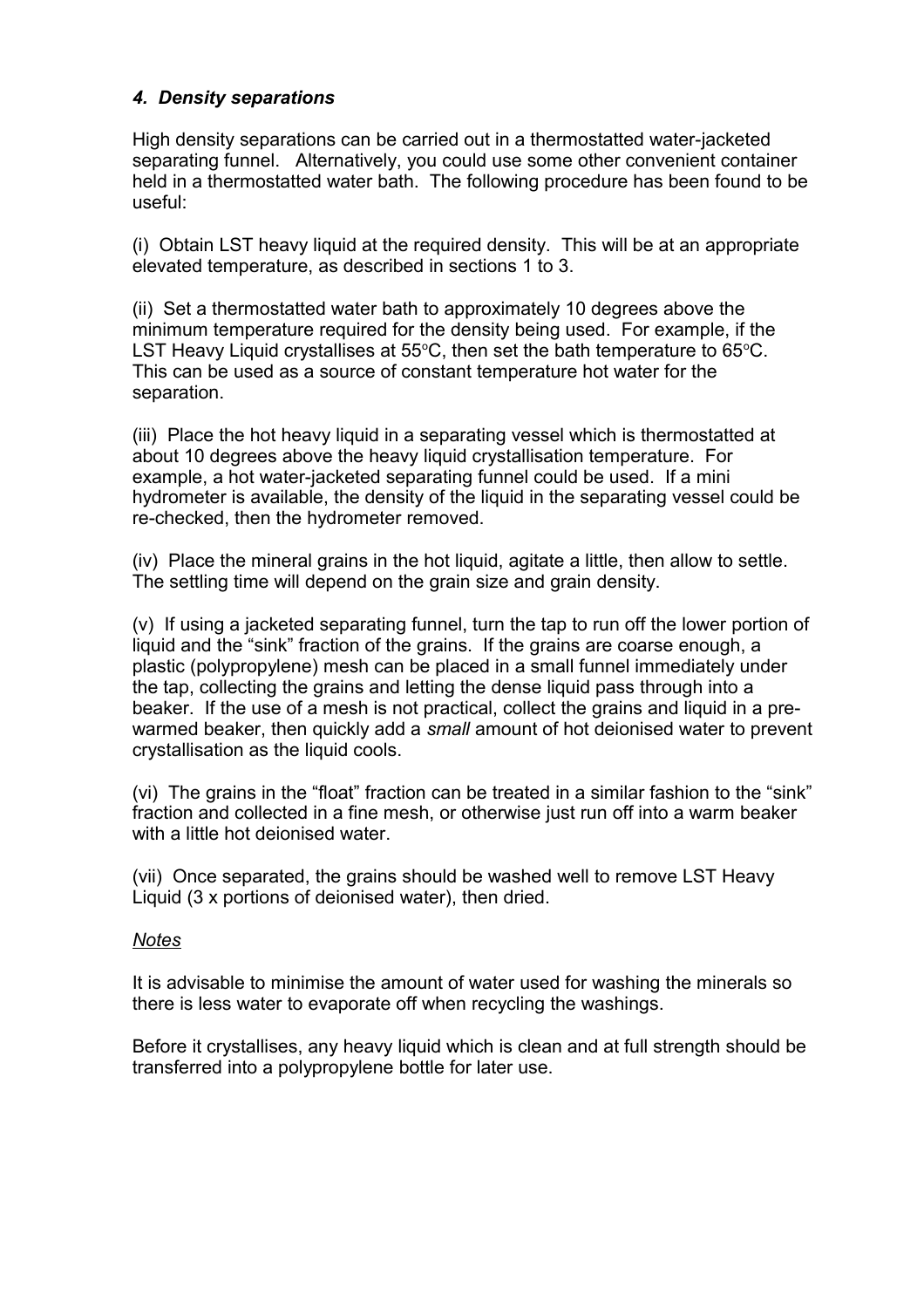### *4. Density separations*

High density separations can be carried out in a thermostatted water-jacketed separating funnel. Alternatively, you could use some other convenient container held in a thermostatted water bath. The following procedure has been found to be useful:

(i) Obtain LST heavy liquid at the required density. This will be at an appropriate elevated temperature, as described in sections 1 to 3.

(ii) Set a thermostatted water bath to approximately 10 degrees above the minimum temperature required for the density being used. For example, if the LST Heavy Liquid crystallises at 55°C, then set the bath temperature to 65°C. This can be used as a source of constant temperature hot water for the separation.

(iii) Place the hot heavy liquid in a separating vessel which is thermostatted at about 10 degrees above the heavy liquid crystallisation temperature. For example, a hot water-jacketed separating funnel could be used. If a mini hydrometer is available, the density of the liquid in the separating vessel could be re-checked, then the hydrometer removed.

(iv) Place the mineral grains in the hot liquid, agitate a little, then allow to settle. The settling time will depend on the grain size and grain density.

(v) If using a jacketed separating funnel, turn the tap to run off the lower portion of liquid and the "sink" fraction of the grains. If the grains are coarse enough, a plastic (polypropylene) mesh can be placed in a small funnel immediately under the tap, collecting the grains and letting the dense liquid pass through into a beaker. If the use of a mesh is not practical, collect the grains and liquid in a pre-warmed beaker, then quickly add a *small* amount of hot deionised water to prevent crystallisation as the liquid cools.

(vi) The grains in the "float" fraction can be treated in a similar fashion to the "sink" fraction and collected in a fine mesh, or otherwise just run off into a warm beaker with a little hot deionised water.

(vii) Once separated, the grains should be washed well to remove LST Heavy Liquid (3 x portions of deionised water), then dried.

<u>*Notes*</u>

It is advisable to minimise the amount of water used for washing the minerals so there is less water to evaporate off when recycling the washings.

Before it crystallises, any heavy liquid which is clean and at full strength should be transferred into a polypropylene bottle for later use.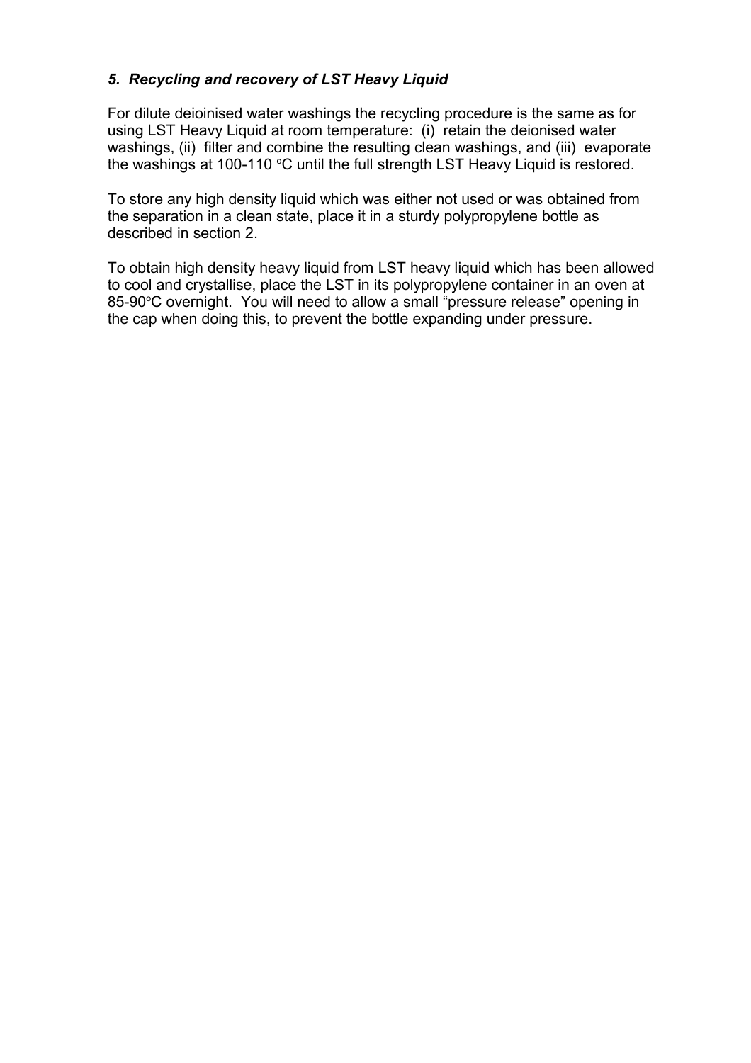### *5. Recycling and recovery of LST Heavy Liquid*

For dilute deioinised water washings the recycling procedure is the same as for using LST Heavy Liquid at room temperature: (i) retain the deionised water washings, (ii) filter and combine the resulting clean washings, and (iii) evaporate the washings at 100-110 °C until the full strength LST Heavy Liquid is restored.

To store any high density liquid which was either not used or was obtained from the separation in a clean state, place it in a sturdy polypropylene bottle as described in section 2.

To obtain high density heavy liquid from LST heavy liquid which has been allowed to cool and crystallise, place the LST in its polypropylene container in an oven at 85-90°C overnight. You will need to allow a small "pressure release" opening in the cap when doing this, to prevent the bottle expanding under pressure.